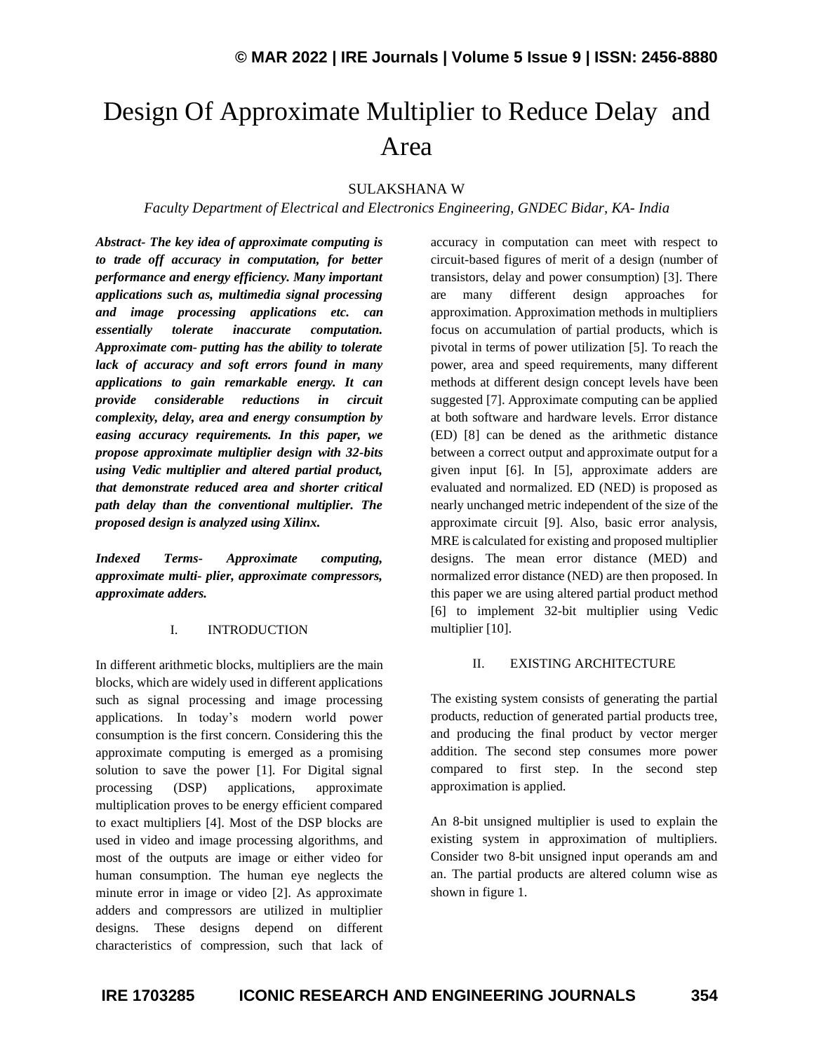# Design Of Approximate Multiplier to Reduce Delay and Area

SULAKSHANA W

*Faculty Department of Electrical and Electronics Engineering, GNDEC Bidar, KA- India*

***Abstract- The key idea of approximate computing is to trade off accuracy in computation, for better performance and energy efficiency. Many important applications such as, multimedia signal processing and image processing applications etc. can essentially tolerate inaccurate computation. Approximate com- putting has the ability to tolerate lack of accuracy and soft errors found in many applications to gain remarkable energy. It can provide considerable reductions in circuit complexity, delay, area and energy consumption by easing accuracy requirements. In this paper, we propose approximate multiplier design with 32-bits using Vedic multiplier and altered partial product, that demonstrate reduced area and shorter critical path delay than the conventional multiplier. The proposed design is analyzed using Xilinx.***

***Indexed Terms- Approximate computing, approximate multi- plier, approximate compressors, approximate adders.***

## I. INTRODUCTION

In different arithmetic blocks, multipliers are the main blocks, which are widely used in different applications such as signal processing and image processing applications. In today's modern world power consumption is the first concern. Considering this the approximate computing is emerged as a promising solution to save the power [1]. For Digital signal processing (DSP) applications, approximate multiplication proves to be energy efficient compared to exact multipliers [4]. Most of the DSP blocks are used in video and image processing algorithms, and most of the outputs are image or either video for human consumption. The human eye neglects the minute error in image or video [2]. As approximate adders and compressors are utilized in multiplier designs. These designs depend on different characteristics of compression, such that lack of accuracy in computation can meet with respect to circuit-based figures of merit of a design (number of transistors, delay and power consumption) [3]. There are many different design approaches for approximation. Approximation methods in multipliers focus on accumulation of partial products, which is pivotal in terms of power utilization [5]. To reach the power, area and speed requirements, many different methods at different design concept levels have been suggested [7]. Approximate computing can be applied at both software and hardware levels. Error distance (ED) [8] can be dened as the arithmetic distance between a correct output and approximate output for a given input [6]. In [5], approximate adders are evaluated and normalized. ED (NED) is proposed as nearly unchanged metric independent of the size of the approximate circuit [9]. Also, basic error analysis, MRE is calculated for existing and proposed multiplier designs. The mean error distance (MED) and normalized error distance (NED) are then proposed. In this paper we are using altered partial product method [6] to implement 32-bit multiplier using Vedic multiplier [10].

## II. EXISTING ARCHITECTURE

The existing system consists of generating the partial products, reduction of generated partial products tree, and producing the final product by vector merger addition. The second step consumes more power compared to first step. In the second step approximation is applied.

An 8-bit unsigned multiplier is used to explain the existing system in approximation of multipliers. Consider two 8-bit unsigned input operands am and an. The partial products are altered column wise as shown in figure 1.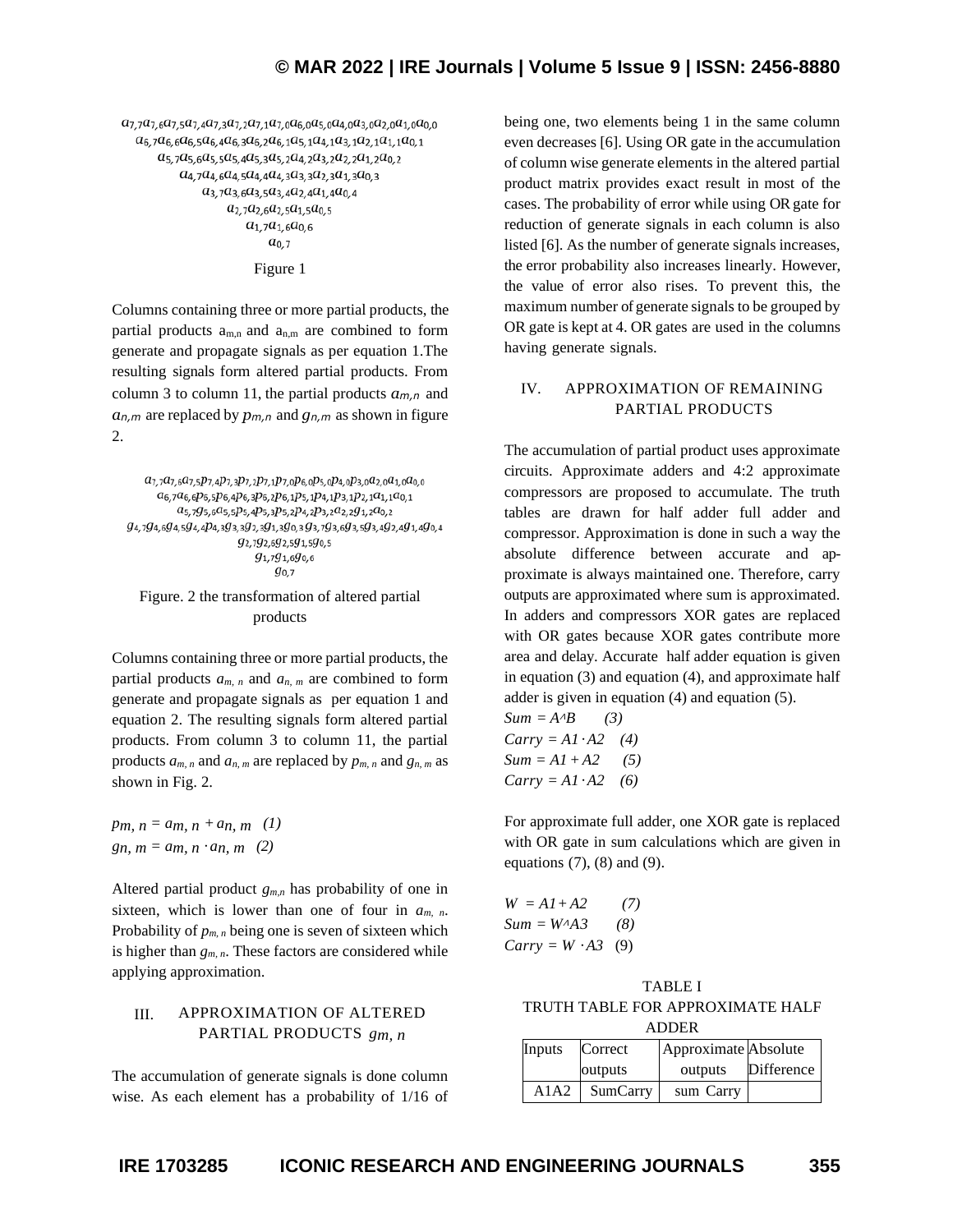$$a_{7,7}a_{7,6}a_{7,5}a_{7,4}a_{7,3}a_{7,2}a_{7,1}a_{7,0}a_{6,0}a_{5,0}a_{4,0}a_{3,0}a_{2,0}a_{1,0}a_{0,0}$$
$$a_{6,7}a_{6,6}a_{6,5}a_{6,4}a_{6,3}a_{6,2}a_{6,1}a_{5,1}a_{4,1}a_{3,1}a_{2,1}a_{1,1}a_{0,1}$$
$$a_{5,7}a_{5,6}a_{5,5}a_{5,4}a_{5,3}a_{5,2}a_{4,2}a_{3,2}a_{2,2}a_{1,2}a_{0,2}$$
$$a_{4,7}a_{4,6}a_{4,5}a_{4,4}a_{4,3}a_{3,3}a_{2,3}a_{1,3}a_{0,3}$$
$$a_{3,7}a_{3,6}a_{3,5}a_{3,4}a_{2,4}a_{1,4}a_{0,4}$$
$$a_{2,7}a_{2,6}a_{2,5}a_{1,5}a_{0,5}$$
$$a_{1,7}a_{1,6}a_{0,6}$$
$$a_{0,7}$$

Figure 1

Columns containing three or more partial products, the partial products $a_{m,n}$ and $a_{n,m}$ are combined to form generate and propagate signals as per equation 1.The resulting signals form altered partial products. From column 3 to column 11, the partial products $a_{m,n}$ and $a_{n,m}$ are replaced by $p_{m,n}$ and $g_{n,m}$ as shown in figure 2.

$$a_{7,7}a_{7,6}a_{7,5}p_{7,4}p_{7,3}p_{7,2}p_{7,1}p_{7,0}p_{6,0}p_{5,0}p_{4,0}p_{3,0}a_{2,0}a_{1,0}a_{0,0}$$
$$a_{6,7}a_{6,6}p_{6,5}p_{6,4}p_{6,3}p_{6,2}p_{6,1}p_{5,1}p_{4,1}p_{3,1}p_{2,1}a_{1,1}a_{0,1}$$
$$a_{5,7}g_{5,6}a_{5,5}p_{5,4}p_{5,3}p_{5,2}p_{4,2}p_{3,2}g_{1,2}a_{0,2}$$
$$g_{4,7}g_{4,6}g_{4,5}g_{4,4}p_{4,3}g_{3,3}g_{2,3}g_{1,3}g_{0,3}g_{3,7}g_{3,6}g_{3,5}g_{3,4}g_{2,4}g_{1,4}g_{0,4}$$
$$g_{2,7}g_{2,6}g_{2,5}g_{1,5}g_{0,5}$$
$$g_{1,7}g_{1,6}g_{0,6}$$
$$g_{0,7}$$

Figure. 2 the transformation of altered partial products

Columns containing three or more partial products, the partial products $a_{m,n}$ and $a_{n,m}$ are combined to form generate and propagate signals as per equation 1 and equation 2. The resulting signals form altered partial products. From column 3 to column 11, the partial products $a_{m,n}$ and $a_{n,m}$ are replaced by $p_{m,n}$ and $g_{n,m}$ as shown in Fig. 2.

$$p_{m,n} = a_{m,n} + a_{n,m} \quad (1)$$
$$g_{n,m} = a_{m,n} \cdot a_{n,m} \quad (2)$$

Altered partial product $g_{m,n}$ has probability of one in sixteen, which is lower than one of four in $a_{m,n}$. Probability of $p_{m,n}$ being one is seven of sixteen which is higher than $g_{m,n}$. These factors are considered while applying approximation.

## III. APPROXIMATION OF ALTERED PARTIAL PRODUCTS $g_{m,n}$

The accumulation of generate signals is done column wise. As each element has a probability of 1/16 of being one, two elements being 1 in the same column even decreases [6]. Using OR gate in the accumulation of column wise generate elements in the altered partial product matrix provides exact result in most of the cases. The probability of error while using OR gate for reduction of generate signals in each column is also listed [6]. As the number of generate signals increases, the error probability also increases linearly. However, the value of error also rises. To prevent this, the maximum number of generate signals to be grouped by OR gate is kept at 4. OR gates are used in the columns having generate signals.

## IV. APPROXIMATION OF REMAINING PARTIAL PRODUCTS

The accumulation of partial product uses approximate circuits. Approximate adders and 4:2 approximate compressors are proposed to accumulate. The truth tables are drawn for half adder full adder and compressor. Approximation is done in such a way the absolute difference between accurate and approximate is always maintained one. Therefore, carry outputs are approximated where sum is approximated. In adders and compressors XOR gates are replaced with OR gates because XOR gates contribute more area and delay. Accurate half adder equation is given in equation (3) and equation (4), and approximate half adder is given in equation (4) and equation (5).

$$Sum = A \wedge B \quad (3)$$
$$Carry = A1 \cdot A2 \quad (4)$$
$$Sum = A1 + A2 \quad (5)$$
$$Carry = A1 \cdot A2 \quad (6)$$

For approximate full adder, one XOR gate is replaced with OR gate in sum calculations which are given in equations (7), (8) and (9).

$$W = A1 + A2 \quad (7)$$
$$Sum = W \wedge A3 \quad (8)$$
$$Carry = W \cdot A3 \quad (9)$$

TABLE I
TRUTH TABLE FOR APPROXIMATE HALF ADDER

| Inputs | Correct outputs | Approximate outputs | Absolute Difference |
|---|---|---|---|
| A1A2 | SumCarry | sum Carry | |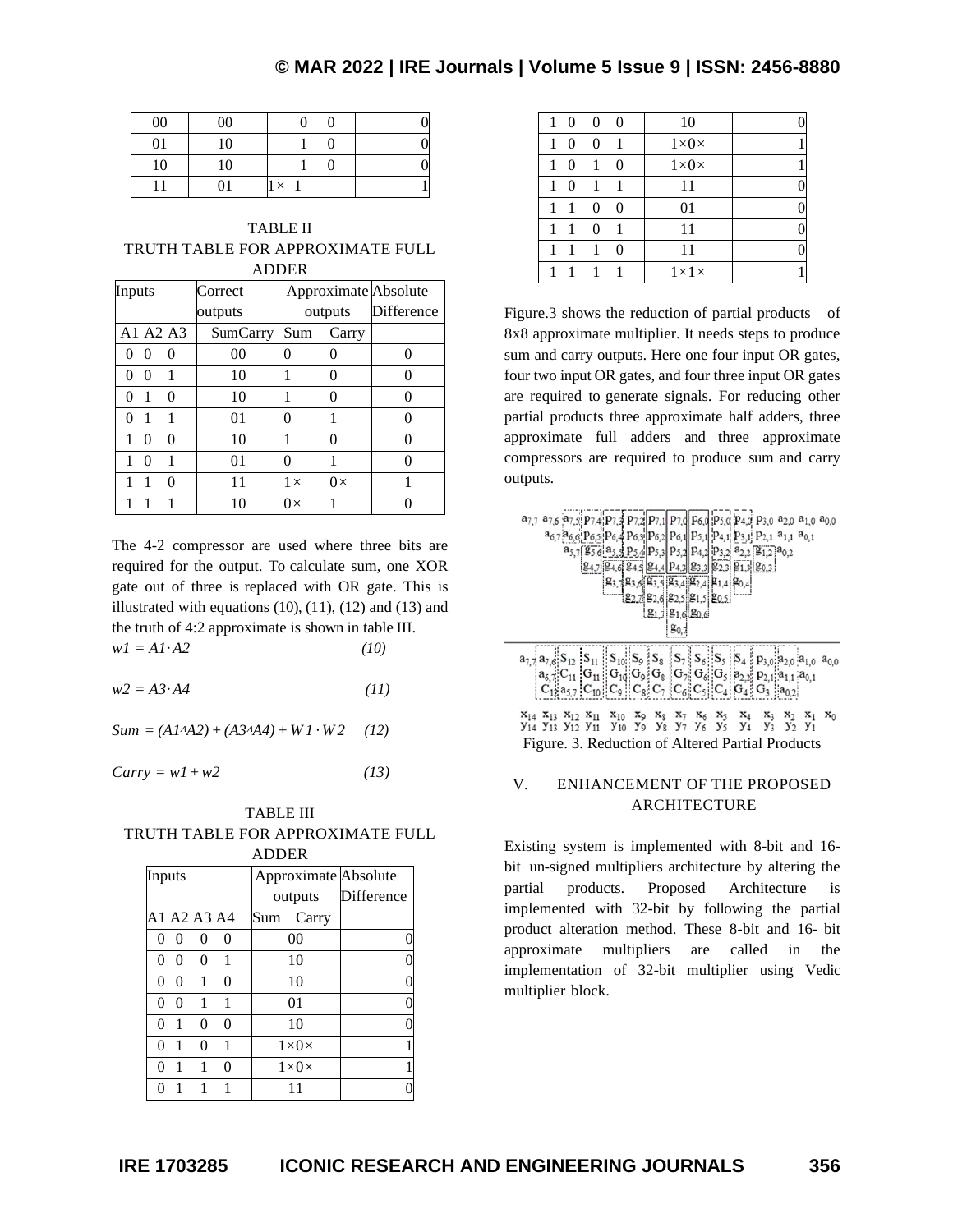| 00 | 00 | 0 0 | 0 |
|---|---|---|---|
| 01 | 10 | 1 0 | 0 |
| 10 | 10 | 1 0 | 0 |
| 11 | 01 | 1× 1 | 1 |

TABLE II
TRUTH TABLE FOR APPROXIMATE FULL ADDER

| Inputs | Correct outputs | Approximate outputs | | Absolute Difference |
|---|---|---|---|---|
| A1 A2 A3 | SumCarry | Sum | Carry | |
| 0 0 0 | 00 | 0 | 0 | 0 |
| 0 0 1 | 10 | 1 | 0 | 0 |
| 0 1 0 | 10 | 1 | 0 | 0 |
| 0 1 1 | 01 | 0 | 1 | 0 |
| 1 0 0 | 10 | 1 | 0 | 0 |
| 1 0 1 | 01 | 0 | 1 | 0 |
| 1 1 0 | 11 | 1× | 0× | 1 |
| 1 1 1 | 10 | 0× | 1 | 0 |

The 4-2 compressor are used where three bits are required for the output. To calculate sum, one XOR gate out of three is replaced with OR gate. This is illustrated with equations (10), (11), (12) and (13) and the truth of 4:2 approximate is shown in table III.

$$w1 = A1 \cdot A2 \quad (10)$$

$$w2 = A3 \cdot A4 \quad (11)$$

$$Sum = (A1 \wedge A2) + (A3 \wedge A4) + W1 \cdot W2 \quad (12)$$

$$Carry = w1 + w2 \quad (13)$$

TABLE III
TRUTH TABLE FOR APPROXIMATE FULL ADDER

| Inputs | Approximate outputs | Absolute Difference |
|---|---|---|
| A1 A2 A3 A4 | Sum Carry | |
| 0 0 0 0 | 00 | 0 |
| 0 0 0 1 | 10 | 0 |
| 0 0 1 0 | 10 | 0 |
| 0 0 1 1 | 01 | 0 |
| 0 1 0 0 | 10 | 0 |
| 0 1 0 1 | 1×0× | 1 |
| 0 1 1 0 | 1×0× | 1 |
| 0 1 1 1 | 11 | 0 |
| 1 0 0 0 | 10 | 0 |
| 1 0 0 1 | 1×0× | 1 |
| 1 0 1 0 | 1×0× | 1 |
| 1 0 1 1 | 11 | 0 |
| 1 1 0 0 | 01 | 0 |
| 1 1 0 1 | 11 | 0 |
| 1 1 1 0 | 11 | 0 |
| 1 1 1 1 | 1×1× | 1 |

Figure.3 shows the reduction of partial products of 8x8 approximate multiplier. It needs steps to produce sum and carry outputs. Here one four input OR gates, four two input OR gates, and four three input OR gates are required to generate signals. For reducing other partial products three approximate half adders, three approximate full adders and three approximate compressors are required to produce sum and carry outputs.

Figure. 3. Reduction of Altered Partial Products

## V. ENHANCEMENT OF THE PROPOSED ARCHITECTURE

Existing system is implemented with 8-bit and 16-bit un-signed multipliers architecture by altering the partial products. Proposed Architecture is implemented with 32-bit by following the partial product alteration method. These 8-bit and 16- bit approximate multipliers are called in the implementation of 32-bit multiplier using Vedic multiplier block.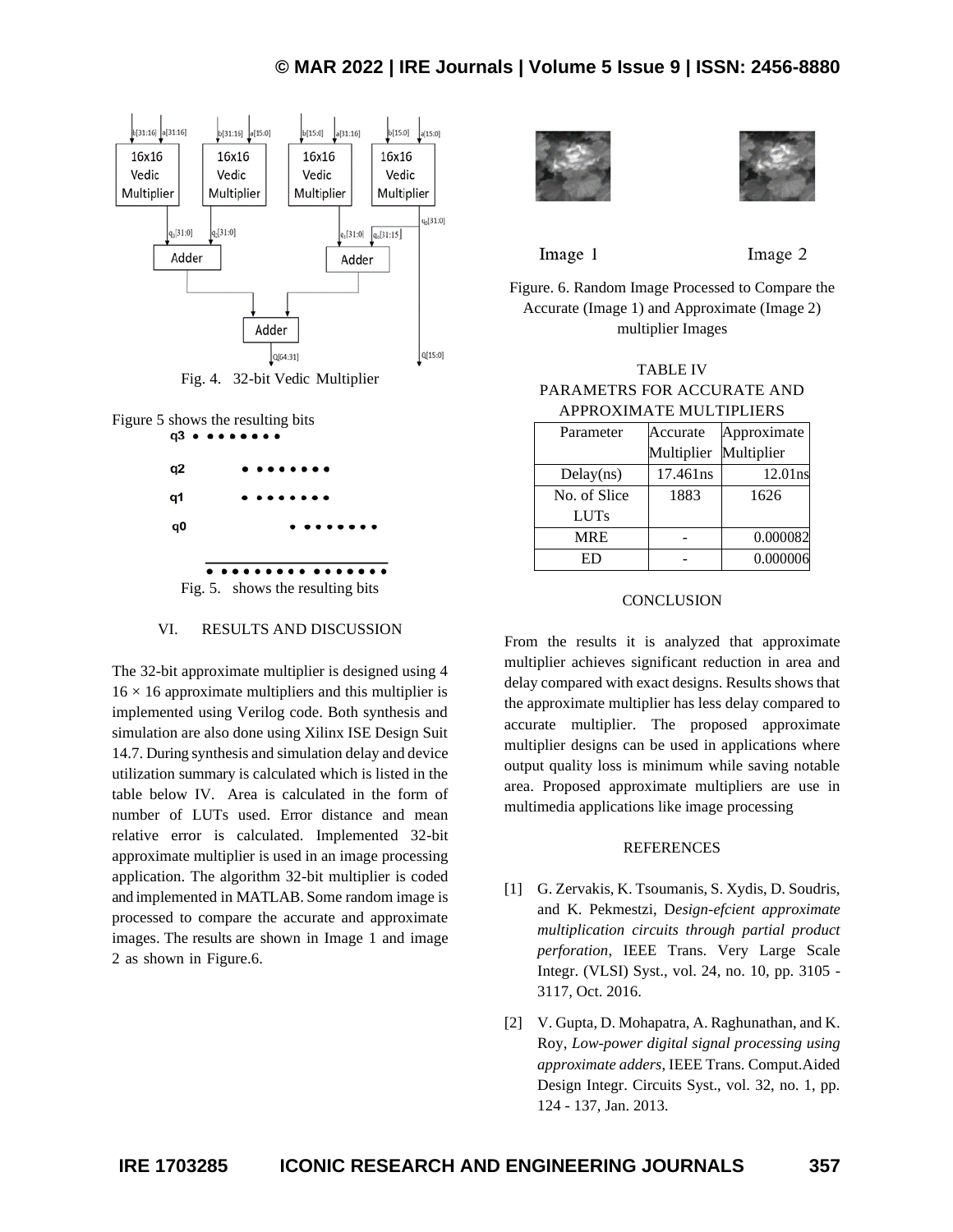Fig. 4. 32-bit Vedic Multiplier

Figure 5 shows the resulting bits

Fig. 5. shows the resulting bits

## VI. RESULTS AND DISCUSSION

The 32-bit approximate multiplier is designed using 4 $16 \times 16$ approximate multipliers and this multiplier is implemented using Verilog code. Both synthesis and simulation are also done using Xilinx ISE Design Suit 14.7. During synthesis and simulation delay and device utilization summary is calculated which is listed in the table below IV. Area is calculated in the form of number of LUTs used. Error distance and mean relative error is calculated. Implemented 32-bit approximate multiplier is used in an image processing application. The algorithm 32-bit multiplier is coded and implemented in MATLAB. Some random image is processed to compare the accurate and approximate images. The results are shown in Image 1 and image 2 as shown in Figure.6.

Image 1 Image 2

Figure. 6. Random Image Processed to Compare the Accurate (Image 1) and Approximate (Image 2) multiplier Images

TABLE IV
PARAMETRS FOR ACCURATE AND APPROXIMATE MULTIPLIERS

| Parameter | Accurate Multiplier | Approximate Multiplier |
|---|---|---|
| Delay(ns) | 17.461ns | 12.01ns |
| No. of Slice LUTs | 1883 | 1626 |
| MRE | - | 0.000082 |
| ED | - | 0.000006 |

## CONCLUSION

From the results it is analyzed that approximate multiplier achieves significant reduction in area and delay compared with exact designs. Results shows that the approximate multiplier has less delay compared to accurate multiplier. The proposed approximate multiplier designs can be used in applications where output quality loss is minimum while saving notable area. Proposed approximate multipliers are use in multimedia applications like image processing

## REFERENCES

[1] G. Zervakis, K. Tsoumanis, S. Xydis, D. Soudris, and K. Pekmestzi, *Design-efcient approximate multiplication circuits through partial product perforation*, IEEE Trans. Very Large Scale Integr. (VLSI) Syst., vol. 24, no. 10, pp. 3105 - 3117, Oct. 2016.

[2] V. Gupta, D. Mohapatra, A. Raghunathan, and K. Roy, *Low-power digital signal processing using approximate adders*, IEEE Trans. Comput.Aided Design Integr. Circuits Syst., vol. 32, no. 1, pp. 124 - 137, Jan. 2013.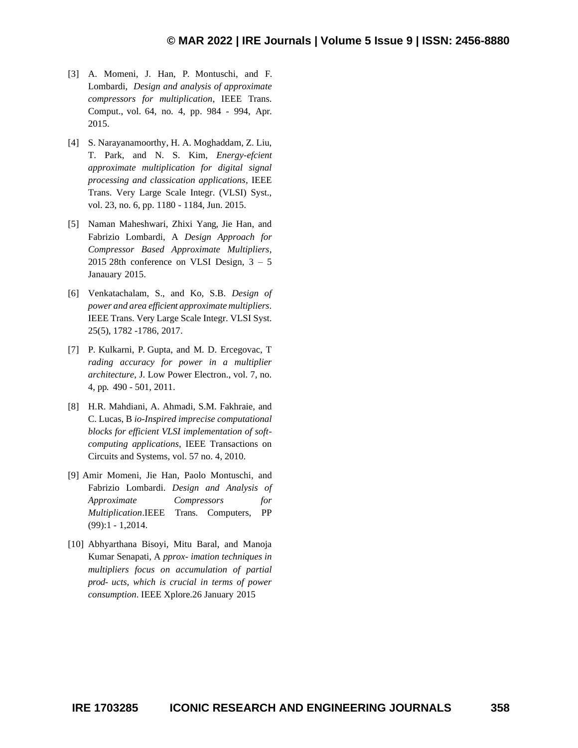[3] A. Momeni, J. Han, P. Montuschi, and F. Lombardi, *Design and analysis of approximate compressors for multiplication*, IEEE Trans. Comput., vol. 64, no. 4, pp. 984 - 994, Apr. 2015.

[4] S. Narayanamoorthy, H. A. Moghaddam, Z. Liu, T. Park, and N. S. Kim, *Energy-efcient approximate multiplication for digital signal processing and classication applications*, IEEE Trans. Very Large Scale Integr. (VLSI) Syst., vol. 23, no. 6, pp. 1180 - 1184, Jun. 2015.

[5] Naman Maheshwari, Zhixi Yang, Jie Han, and Fabrizio Lombardi, A *Design Approach for Compressor Based Approximate Multipliers*, 2015 28th conference on VLSI Design, 3 – 5 Janauary 2015.

[6] Venkatachalam, S., and Ko, S.B. *Design of power and area efficient approximate multipliers*. IEEE Trans. Very Large Scale Integr. VLSI Syst. 25(5), 1782 -1786, 2017.

[7] P. Kulkarni, P. Gupta, and M. D. Ercegovac, T *rading accuracy for power in a multiplier architecture*, J. Low Power Electron., vol. 7, no. 4, pp. 490 - 501, 2011.

[8] H.R. Mahdiani, A. Ahmadi, S.M. Fakhraie, and C. Lucas, B *io-Inspired imprecise computational blocks for efficient VLSI implementation of soft-computing applications*, IEEE Transactions on Circuits and Systems, vol. 57 no. 4, 2010.

[9] Amir Momeni, Jie Han, Paolo Montuschi, and Fabrizio Lombardi. *Design and Analysis of Approximate Compressors for Multiplication*.IEEE Trans. Computers, PP (99):1 - 1,2014.

[10] Abhyarthana Bisoyi, Mitu Baral, and Manoja Kumar Senapati, A *pprox- imation techniques in multipliers focus on accumulation of partial prod- ucts, which is crucial in terms of power consumption*. IEEE Xplore.26 January 2015